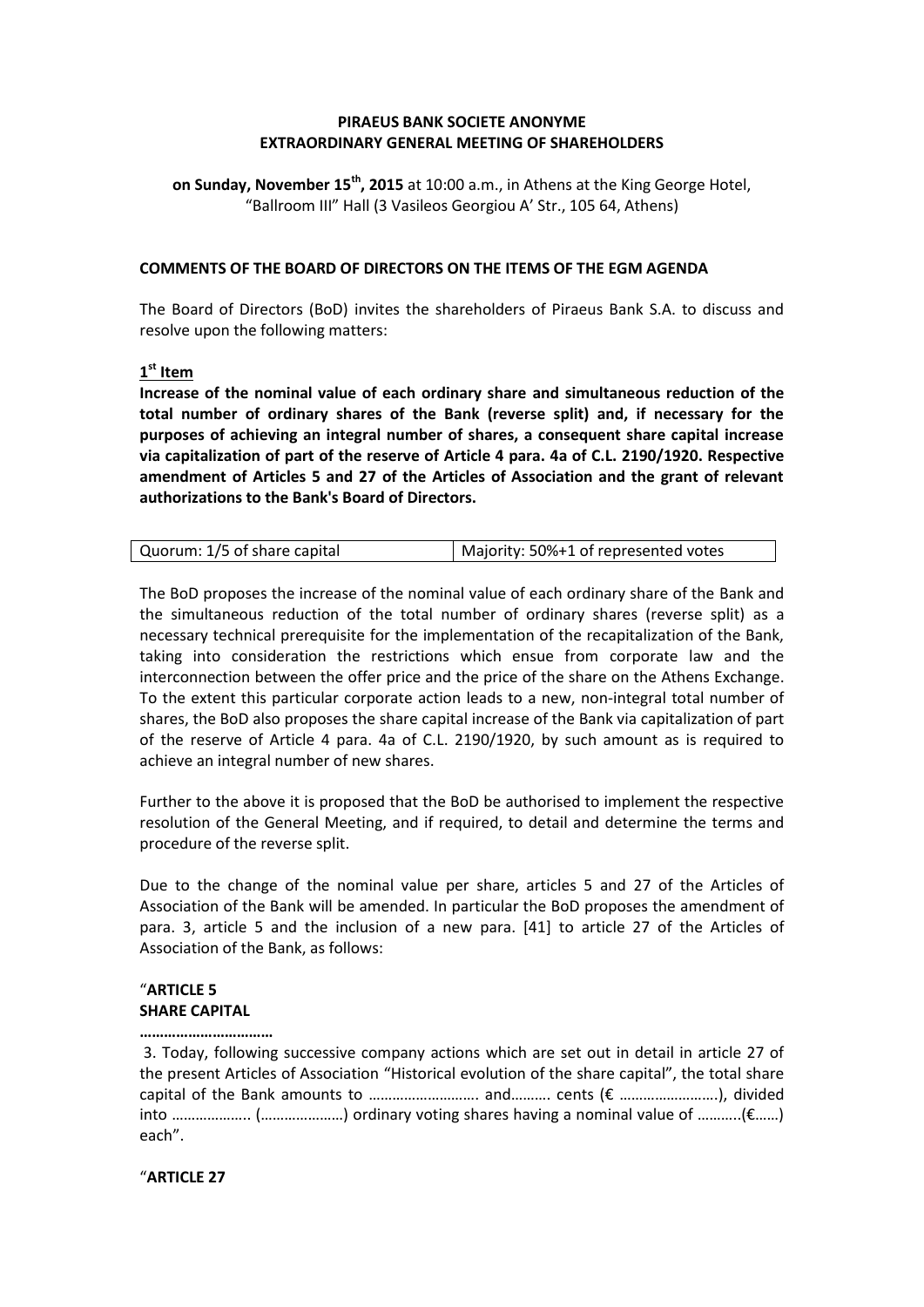**PIRAEUS BANK SOCIETE ANONYME**
**EXTRAORDINARY GENERAL MEETING OF SHAREHOLDERS**

**on Sunday, November 15th, 2015** at 10:00 a.m., in Athens at the King George Hotel, "Ballroom III" Hall (3 Vasileos Georgiou A' Str., 105 64, Athens)

**COMMENTS OF THE BOARD OF DIRECTORS ON THE ITEMS OF THE EGM AGENDA**

The Board of Directors (BoD) invites the shareholders of Piraeus Bank S.A. to discuss and resolve upon the following matters:

**1st Item**

**Increase of the nominal value of each ordinary share and simultaneous reduction of the total number of ordinary shares of the Bank (reverse split) and, if necessary for the purposes of achieving an integral number of shares, a consequent share capital increase via capitalization of part of the reserve of Article 4 para. 4a of C.L. 2190/1920. Respective amendment of Articles 5 and 27 of the Articles of Association and the grant of relevant authorizations to the Bank's Board of Directors.**

| Quorum: 1/5 of share capital | Majority: 50%+1 of represented votes |
| --- | --- |

The BoD proposes the increase of the nominal value of each ordinary share of the Bank and the simultaneous reduction of the total number of ordinary shares (reverse split) as a necessary technical prerequisite for the implementation of the recapitalization of the Bank, taking into consideration the restrictions which ensue from corporate law and the interconnection between the offer price and the price of the share on the Athens Exchange. To the extent this particular corporate action leads to a new, non-integral total number of shares, the BoD also proposes the share capital increase of the Bank via capitalization of part of the reserve of Article 4 para. 4a of C.L. 2190/1920, by such amount as is required to achieve an integral number of new shares.

Further to the above it is proposed that the BoD be authorised to implement the respective resolution of the General Meeting, and if required, to detail and determine the terms and procedure of the reverse split.

Due to the change of the nominal value per share, articles 5 and 27 of the Articles of Association of the Bank will be amended. In particular the BoD proposes the amendment of para. 3, article 5 and the inclusion of a new para. [41] to article 27 of the Articles of Association of the Bank, as follows:

"**ARTICLE 5**
**SHARE CAPITAL**

**……………………………**

3. Today, following successive company actions which are set out in detail in article 27 of the present Articles of Association "Historical evolution of the share capital", the total share capital of the Bank amounts to ………………………. and………. cents (€ …………………….), divided into ……………….. (…………………) ordinary voting shares having a nominal value of ………..(€……) each".

"**ARTICLE 27**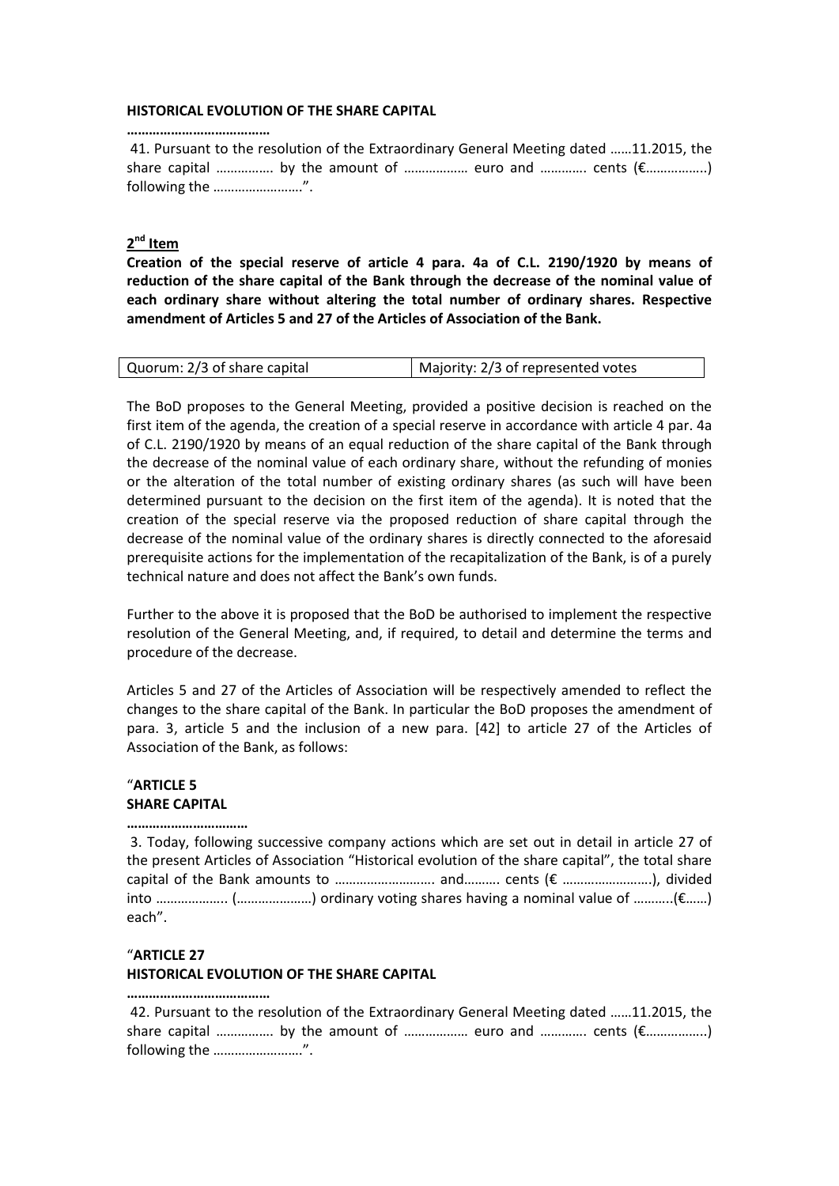**HISTORICAL EVOLUTION OF THE SHARE CAPITAL**

**………………………………**

41. Pursuant to the resolution of the Extraordinary General Meeting dated ……11.2015, the share capital ……………. by the amount of ……………… euro and ………… cents (€……………..) following the ……………………".

**2[nd] Item**

**Creation of the special reserve of article 4 para. 4a of C.L. 2190/1920 by means of reduction of the share capital of the Bank through the decrease of the nominal value of each ordinary share without altering the total number of ordinary shares. Respective amendment of Articles 5 and 27 of the Articles of Association of the Bank.**

| Quorum: 2/3 of share capital | Majority: 2/3 of represented votes |
| --- | --- |

The BoD proposes to the General Meeting, provided a positive decision is reached on the first item of the agenda, the creation of a special reserve in accordance with article 4 par. 4a of C.L. 2190/1920 by means of an equal reduction of the share capital of the Bank through the decrease of the nominal value of each ordinary share, without the refunding of monies or the alteration of the total number of existing ordinary shares (as such will have been determined pursuant to the decision on the first item of the agenda). It is noted that the creation of the special reserve via the proposed reduction of share capital through the decrease of the nominal value of the ordinary shares is directly connected to the aforesaid prerequisite actions for the implementation of the recapitalization of the Bank, is of a purely technical nature and does not affect the Bank's own funds.

Further to the above it is proposed that the BoD be authorised to implement the respective resolution of the General Meeting, and, if required, to detail and determine the terms and procedure of the decrease.

Articles 5 and 27 of the Articles of Association will be respectively amended to reflect the changes to the share capital of the Bank. In particular the BoD proposes the amendment of para. 3, article 5 and the inclusion of a new para. [42] to article 27 of the Articles of Association of the Bank, as follows:

"**ARTICLE 5**
**SHARE CAPITAL**

**……………………………**

3. Today, following successive company actions which are set out in detail in article 27 of the present Articles of Association "Historical evolution of the share capital", the total share capital of the Bank amounts to ……………………….. and………. cents (€ ……………………), divided into ……………….. (…………………) ordinary voting shares having a nominal value of ………..(€……) each".

"**ARTICLE 27**
**HISTORICAL EVOLUTION OF THE SHARE CAPITAL**

**………………………………**

42. Pursuant to the resolution of the Extraordinary General Meeting dated ……11.2015, the share capital ……………. by the amount of ……………… euro and ………… cents (€……………..) following the ……………………".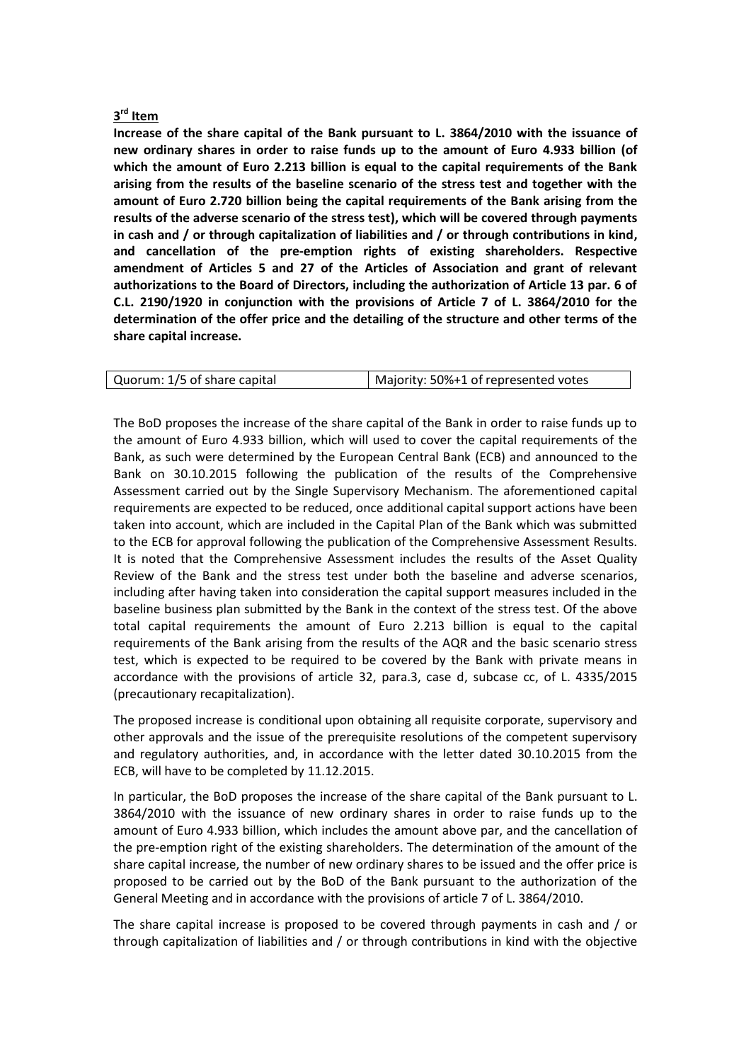## 3rd Item

**Increase of the share capital of the Bank pursuant to L. 3864/2010 with the issuance of new ordinary shares in order to raise funds up to the amount of Euro 4.933 billion (of which the amount of Euro 2.213 billion is equal to the capital requirements of the Bank arising from the results of the baseline scenario of the stress test and together with the amount of Euro 2.720 billion being the capital requirements of the Bank arising from the results of the adverse scenario of the stress test), which will be covered through payments in cash and / or through capitalization of liabilities and / or through contributions in kind, and cancellation of the pre-emption rights of existing shareholders. Respective amendment of Articles 5 and 27 of the Articles of Association and grant of relevant authorizations to the Board of Directors, including the authorization of Article 13 par. 6 of C.L. 2190/1920 in conjunction with the provisions of Article 7 of L. 3864/2010 for the determination of the offer price and the detailing of the structure and other terms of the share capital increase.**

| Quorum: 1/5 of share capital | Majority: 50%+1 of represented votes |
|---|---|

The BoD proposes the increase of the share capital of the Bank in order to raise funds up to the amount of Euro 4.933 billion, which will used to cover the capital requirements of the Bank, as such were determined by the European Central Bank (ECB) and announced to the Bank on 30.10.2015 following the publication of the results of the Comprehensive Assessment carried out by the Single Supervisory Mechanism. The aforementioned capital requirements are expected to be reduced, once additional capital support actions have been taken into account, which are included in the Capital Plan of the Bank which was submitted to the ECB for approval following the publication of the Comprehensive Assessment Results. It is noted that the Comprehensive Assessment includes the results of the Asset Quality Review of the Bank and the stress test under both the baseline and adverse scenarios, including after having taken into consideration the capital support measures included in the baseline business plan submitted by the Bank in the context of the stress test. Of the above total capital requirements the amount of Euro 2.213 billion is equal to the capital requirements of the Bank arising from the results of the AQR and the basic scenario stress test, which is expected to be required to be covered by the Bank with private means in accordance with the provisions of article 32, para.3, case d, subcase cc, of L. 4335/2015 (precautionary recapitalization).

The proposed increase is conditional upon obtaining all requisite corporate, supervisory and other approvals and the issue of the prerequisite resolutions of the competent supervisory and regulatory authorities, and, in accordance with the letter dated 30.10.2015 from the ECB, will have to be completed by 11.12.2015.

In particular, the BoD proposes the increase of the share capital of the Bank pursuant to L. 3864/2010 with the issuance of new ordinary shares in order to raise funds up to the amount of Euro 4.933 billion, which includes the amount above par, and the cancellation of the pre-emption right of the existing shareholders. The determination of the amount of the share capital increase, the number of new ordinary shares to be issued and the offer price is proposed to be carried out by the BoD of the Bank pursuant to the authorization of the General Meeting and in accordance with the provisions of article 7 of L. 3864/2010.

The share capital increase is proposed to be covered through payments in cash and / or through capitalization of liabilities and / or through contributions in kind with the objective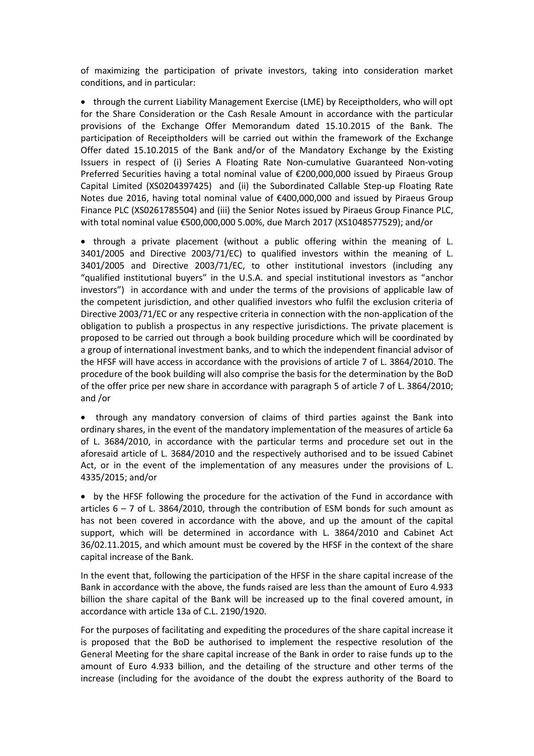of maximizing the participation of private investors, taking into consideration market conditions, and in particular:

- through the current Liability Management Exercise (LME) by Receiptholders, who will opt for the Share Consideration or the Cash Resale Amount in accordance with the particular provisions of the Exchange Offer Memorandum dated 15.10.2015 of the Bank. The participation of Receiptholders will be carried out within the framework of the Exchange Offer dated 15.10.2015 of the Bank and/or of the Mandatory Exchange by the Existing Issuers in respect of (i) Series A Floating Rate Non-cumulative Guaranteed Non-voting Preferred Securities having a total nominal value of €200,000,000 issued by Piraeus Group Capital Limited (XS0204397425) and (ii) the Subordinated Callable Step-up Floating Rate Notes due 2016, having total nominal value of €400,000,000 and issued by Piraeus Group Finance PLC (XS0261785504) and (iii) the Senior Notes issued by Piraeus Group Finance PLC, with total nominal value €500,000,000 5.00%, due March 2017 (XS1048577529); and/or

- through a private placement (without a public offering within the meaning of L. 3401/2005 and Directive 2003/71/EC) to qualified investors within the meaning of L. 3401/2005 and Directive 2003/71/EC, to other institutional investors (including any "qualified institutional buyers" in the U.S.A. and special institutional investors as "anchor investors") in accordance with and under the terms of the provisions of applicable law of the competent jurisdiction, and other qualified investors who fulfil the exclusion criteria of Directive 2003/71/EC or any respective criteria in connection with the non-application of the obligation to publish a prospectus in any respective jurisdictions. The private placement is proposed to be carried out through a book building procedure which will be coordinated by a group of international investment banks, and to which the independent financial advisor of the HFSF will have access in accordance with the provisions of article 7 of L. 3864/2010. The procedure of the book building will also comprise the basis for the determination by the BoD of the offer price per new share in accordance with paragraph 5 of article 7 of L. 3864/2010; and /or

- through any mandatory conversion of claims of third parties against the Bank into ordinary shares, in the event of the mandatory implementation of the measures of article 6a of L. 3684/2010, in accordance with the particular terms and procedure set out in the aforesaid article of L. 3684/2010 and the respectively authorised and to be issued Cabinet Act, or in the event of the implementation of any measures under the provisions of L. 4335/2015; and/or

- by the HFSF following the procedure for the activation of the Fund in accordance with articles 6 – 7 of L. 3864/2010, through the contribution of ESM bonds for such amount as has not been covered in accordance with the above, and up the amount of the capital support, which will be determined in accordance with L. 3864/2010 and Cabinet Act 36/02.11.2015, and which amount must be covered by the HFSF in the context of the share capital increase of the Bank.

In the event that, following the participation of the HFSF in the share capital increase of the Bank in accordance with the above, the funds raised are less than the amount of Euro 4.933 billion the share capital of the Bank will be increased up to the final covered amount, in accordance with article 13a of C.L. 2190/1920.

For the purposes of facilitating and expediting the procedures of the share capital increase it is proposed that the BoD be authorised to implement the respective resolution of the General Meeting for the share capital increase of the Bank in order to raise funds up to the amount of Euro 4.933 billion, and the detailing of the structure and other terms of the increase (including for the avoidance of the doubt the express authority of the Board to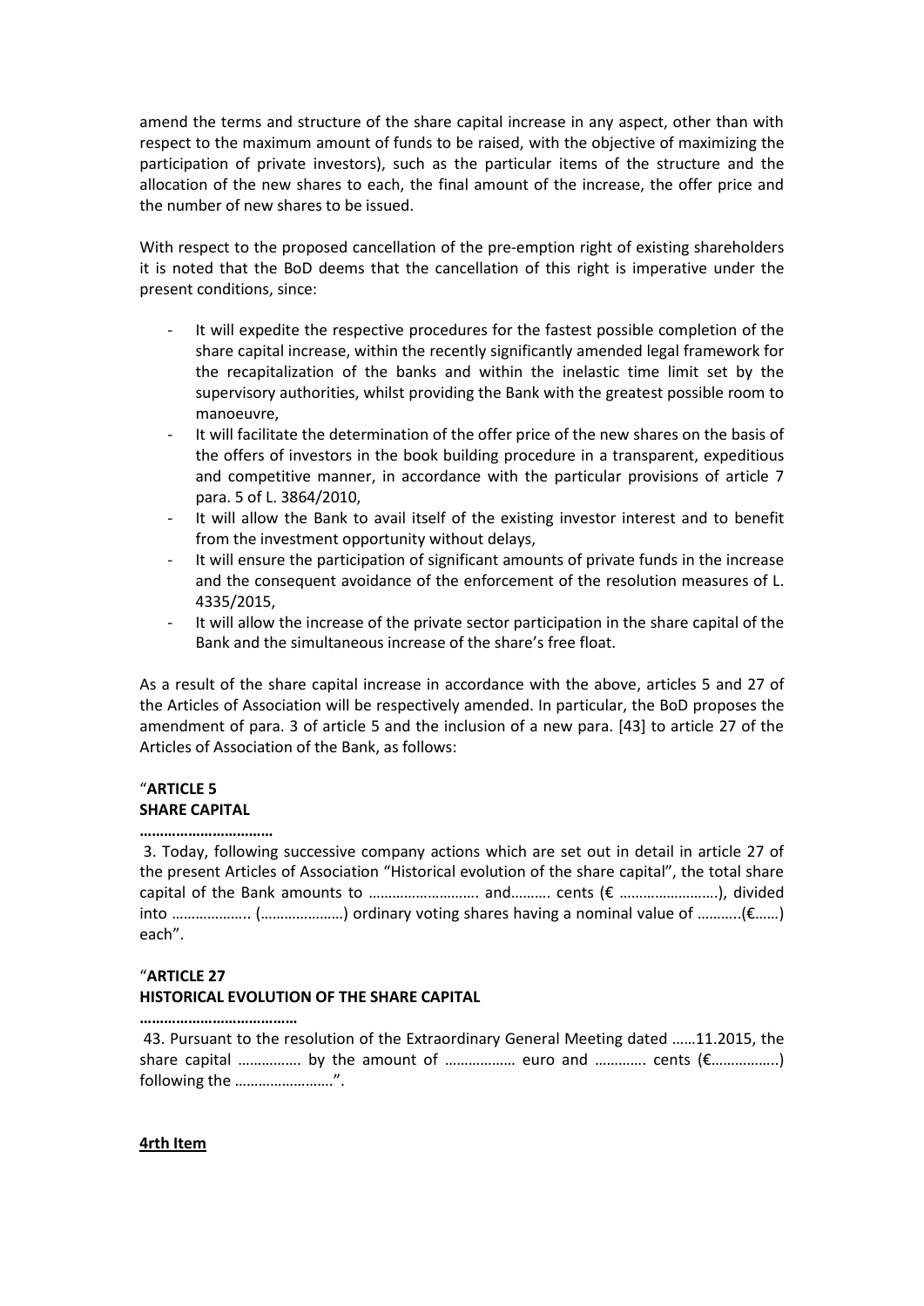amend the terms and structure of the share capital increase in any aspect, other than with respect to the maximum amount of funds to be raised, with the objective of maximizing the participation of private investors), such as the particular items of the structure and the allocation of the new shares to each, the final amount of the increase, the offer price and the number of new shares to be issued.

With respect to the proposed cancellation of the pre-emption right of existing shareholders it is noted that the BoD deems that the cancellation of this right is imperative under the present conditions, since:

- It will expedite the respective procedures for the fastest possible completion of the share capital increase, within the recently significantly amended legal framework for the recapitalization of the banks and within the inelastic time limit set by the supervisory authorities, whilst providing the Bank with the greatest possible room to manoeuvre,
- It will facilitate the determination of the offer price of the new shares on the basis of the offers of investors in the book building procedure in a transparent, expeditious and competitive manner, in accordance with the particular provisions of article 7 para. 5 of L. 3864/2010,
- It will allow the Bank to avail itself of the existing investor interest and to benefit from the investment opportunity without delays,
- It will ensure the participation of significant amounts of private funds in the increase and the consequent avoidance of the enforcement of the resolution measures of L. 4335/2015,
- It will allow the increase of the private sector participation in the share capital of the Bank and the simultaneous increase of the share's free float.

As a result of the share capital increase in accordance with the above, articles 5 and 27 of the Articles of Association will be respectively amended. In particular, the BoD proposes the amendment of para. 3 of article 5 and the inclusion of a new para. [43] to article 27 of the Articles of Association of the Bank, as follows:

"**ARTICLE 5**
**SHARE CAPITAL**

**……………………………**

3. Today, following successive company actions which are set out in detail in article 27 of the present Articles of Association "Historical evolution of the share capital", the total share capital of the Bank amounts to ……………………….. and………. cents (€ …………………….), divided into ……………….. (…………………) ordinary voting shares having a nominal value of ………..(€……) each".

"**ARTICLE 27**
**HISTORICAL EVOLUTION OF THE SHARE CAPITAL**

**………………………………**

43. Pursuant to the resolution of the Extraordinary General Meeting dated ……11.2015, the share capital ……………. by the amount of ……………… euro and …………. cents (€……………..) following the …………………….".

**4rth Item**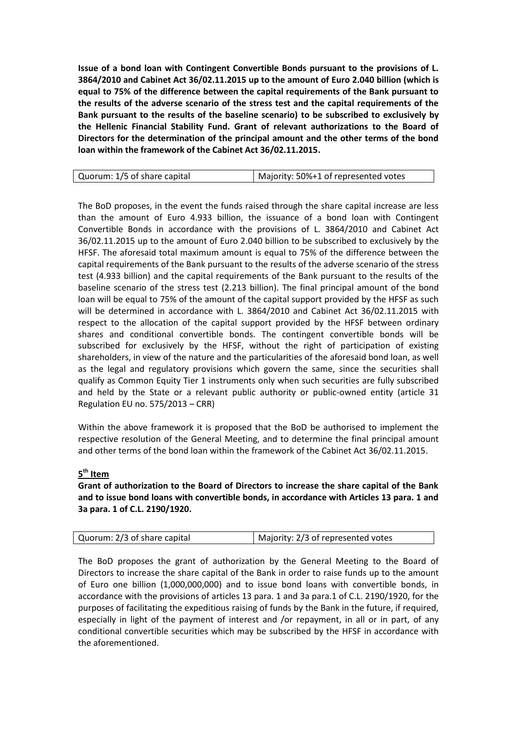**Issue of a bond loan with Contingent Convertible Bonds pursuant to the provisions of L. 3864/2010 and Cabinet Act 36/02.11.2015 up to the amount of Euro 2.040 billion (which is equal to 75% of the difference between the capital requirements of the Bank pursuant to the results of the adverse scenario of the stress test and the capital requirements of the Bank pursuant to the results of the baseline scenario) to be subscribed to exclusively by the Hellenic Financial Stability Fund. Grant of relevant authorizations to the Board of Directors for the determination of the principal amount and the other terms of the bond loan within the framework of the Cabinet Act 36/02.11.2015.**

| Quorum: 1/5 of share capital | Majority: 50%+1 of represented votes |
|---|---|

The BoD proposes, in the event the funds raised through the share capital increase are less than the amount of Euro 4.933 billion, the issuance of a bond loan with Contingent Convertible Bonds in accordance with the provisions of L. 3864/2010 and Cabinet Act 36/02.11.2015 up to the amount of Euro 2.040 billion to be subscribed to exclusively by the HFSF. The aforesaid total maximum amount is equal to 75% of the difference between the capital requirements of the Bank pursuant to the results of the adverse scenario of the stress test (4.933 billion) and the capital requirements of the Bank pursuant to the results of the baseline scenario of the stress test (2.213 billion). The final principal amount of the bond loan will be equal to 75% of the amount of the capital support provided by the HFSF as such will be determined in accordance with L. 3864/2010 and Cabinet Act 36/02.11.2015 with respect to the allocation of the capital support provided by the HFSF between ordinary shares and conditional convertible bonds. The contingent convertible bonds will be subscribed for exclusively by the HFSF, without the right of participation of existing shareholders, in view of the nature and the particularities of the aforesaid bond loan, as well as the legal and regulatory provisions which govern the same, since the securities shall qualify as Common Equity Tier 1 instruments only when such securities are fully subscribed and held by the State or a relevant public authority or public-owned entity (article 31 Regulation EU no. 575/2013 – CRR)

Within the above framework it is proposed that the BoD be authorised to implement the respective resolution of the General Meeting, and to determine the final principal amount and other terms of the bond loan within the framework of the Cabinet Act 36/02.11.2015.

**5th Item**

**Grant of authorization to the Board of Directors to increase the share capital of the Bank and to issue bond loans with convertible bonds, in accordance with Articles 13 para. 1 and 3a para. 1 of C.L. 2190/1920.**

| Quorum: 2/3 of share capital | Majority: 2/3 of represented votes |
|---|---|

The BoD proposes the grant of authorization by the General Meeting to the Board of Directors to increase the share capital of the Bank in order to raise funds up to the amount of Euro one billion (1,000,000,000) and to issue bond loans with convertible bonds, in accordance with the provisions of articles 13 para. 1 and 3a para.1 of C.L. 2190/1920, for the purposes of facilitating the expeditious raising of funds by the Bank in the future, if required, especially in light of the payment of interest and /or repayment, in all or in part, of any conditional convertible securities which may be subscribed by the HFSF in accordance with the aforementioned.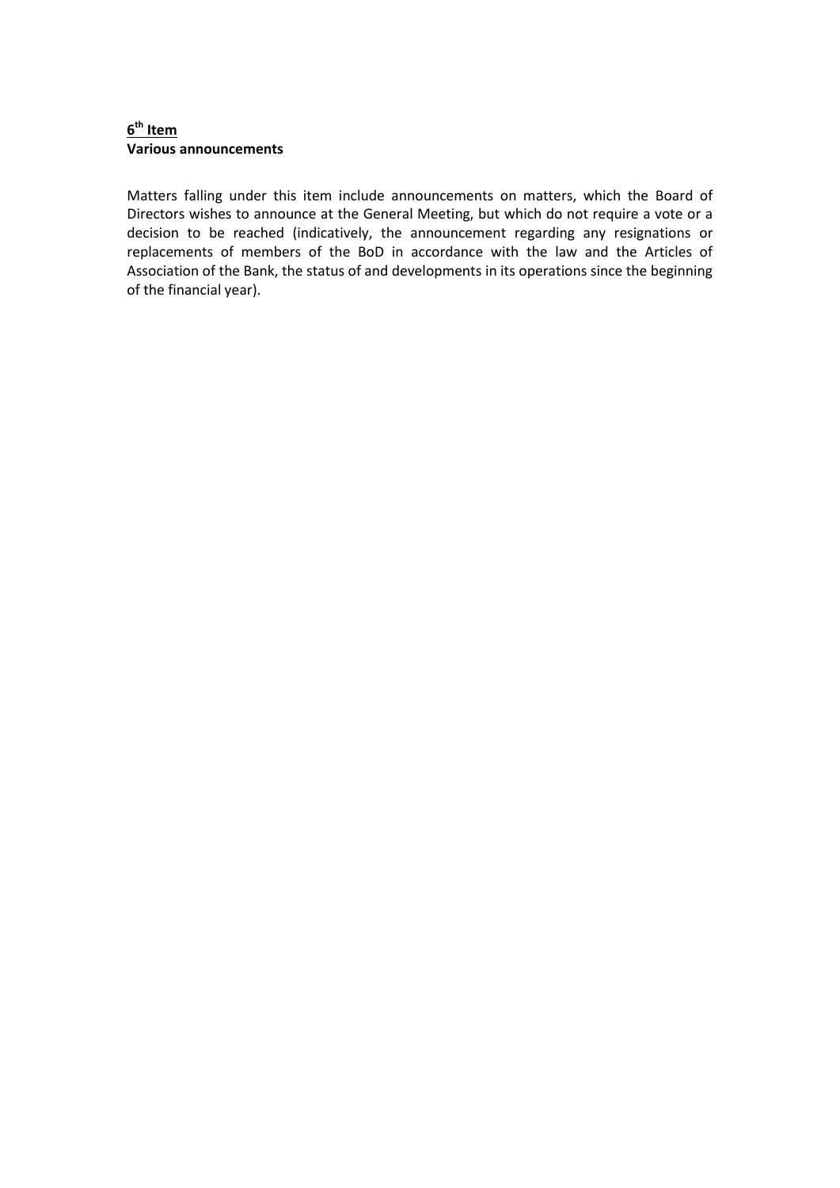**6th Item**

**Various announcements**

Matters falling under this item include announcements on matters, which the Board of Directors wishes to announce at the General Meeting, but which do not require a vote or a decision to be reached (indicatively, the announcement regarding any resignations or replacements of members of the BoD in accordance with the law and the Articles of Association of the Bank, the status of and developments in its operations since the beginning of the financial year).